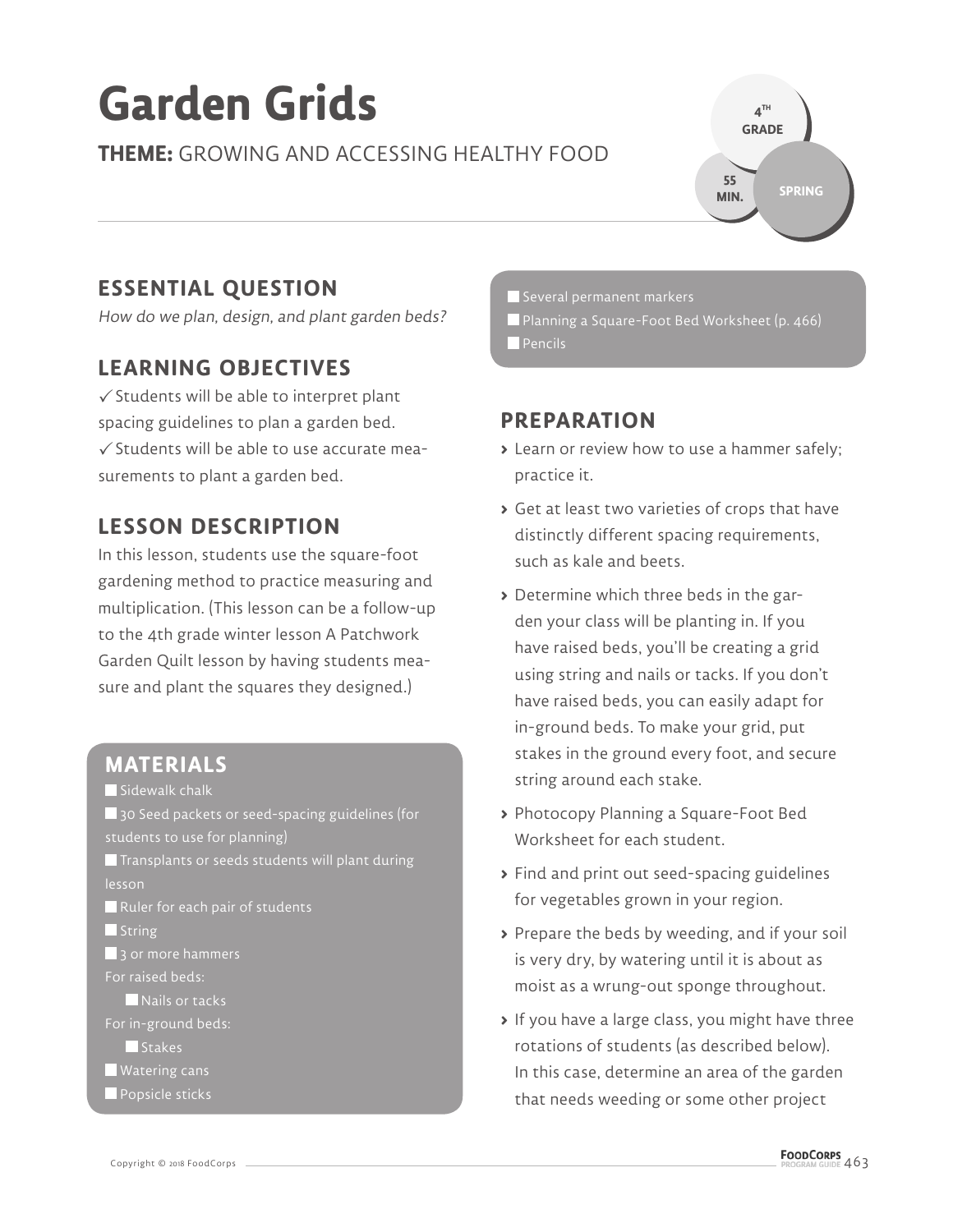# Garden Grids

**THEME:** GROWING AND ACCESSING HEALTHY FOOD

4TH GRADE | 55 MIN. | SPRING

## ESSENTIAL QUESTION

*How do we plan, design, and plant garden beds?*

## LEARNING OBJECTIVES

✓ Students will be able to interpret plant spacing guidelines to plan a garden bed.
✓ Students will be able to use accurate measurements to plant a garden bed.

## LESSON DESCRIPTION

In this lesson, students use the square-foot gardening method to practice measuring and multiplication. (This lesson can be a follow-up to the 4th grade winter lesson A Patchwork Garden Quilt lesson by having students measure and plant the squares they designed.)

## MATERIALS

- Sidewalk chalk
- 30 Seed packets or seed-spacing guidelines (for students to use for planning)
- Transplants or seeds students will plant during lesson
- Ruler for each pair of students
- String
- 3 or more hammers

For raised beds:
- Nails or tacks

For in-ground beds:
- Stakes

- Watering cans
- Popsicle sticks
- Several permanent markers
- Planning a Square-Foot Bed Worksheet (p. 466)
- Pencils

## PREPARATION

- Learn or review how to use a hammer safely; practice it.
- Get at least two varieties of crops that have distinctly different spacing requirements, such as kale and beets.
- Determine which three beds in the garden your class will be planting in. If you have raised beds, you'll be creating a grid using string and nails or tacks. If you don't have raised beds, you can easily adapt for in-ground beds. To make your grid, put stakes in the ground every foot, and secure string around each stake.
- Photocopy Planning a Square-Foot Bed Worksheet for each student.
- Find and print out seed-spacing guidelines for vegetables grown in your region.
- Prepare the beds by weeding, and if your soil is very dry, by watering until it is about as moist as a wrung-out sponge throughout.
- If you have a large class, you might have three rotations of students (as described below). In this case, determine an area of the garden that needs weeding or some other project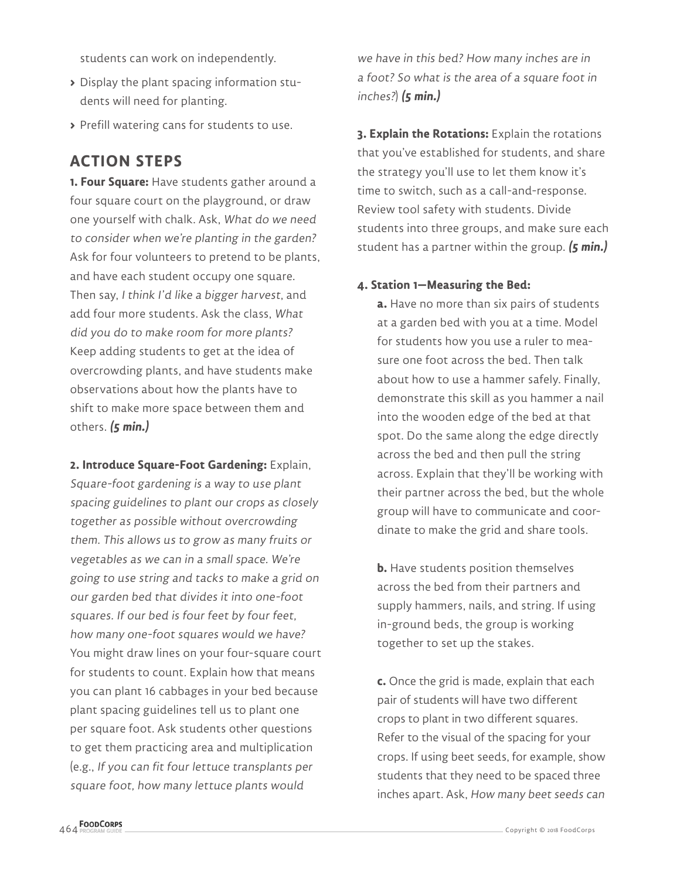students can work on independently.

- Display the plant spacing information students will need for planting.
- Prefill watering cans for students to use.

## ACTION STEPS

**1. Four Square:** Have students gather around a four square court on the playground, or draw one yourself with chalk. Ask, *What do we need to consider when we're planting in the garden?* Ask for four volunteers to pretend to be plants, and have each student occupy one square. Then say, *I think I'd like a bigger harvest*, and add four more students. Ask the class, *What did you do to make room for more plants?* Keep adding students to get at the idea of overcrowding plants, and have students make observations about how the plants have to shift to make more space between them and others. ***(5 min.)***

**2. Introduce Square-Foot Gardening:** Explain, *Square-foot gardening is a way to use plant spacing guidelines to plant our crops as closely together as possible without overcrowding them. This allows us to grow as many fruits or vegetables as we can in a small space. We're going to use string and tacks to make a grid on our garden bed that divides it into one-foot squares. If our bed is four feet by four feet, how many one-foot squares would we have?* You might draw lines on your four-square court for students to count. Explain how that means you can plant 16 cabbages in your bed because plant spacing guidelines tell us to plant one per square foot. Ask students other questions to get them practicing area and multiplication (e.g., *If you can fit four lettuce transplants per square foot, how many lettuce plants would we have in this bed? How many inches are in a foot? So what is the area of a square foot in inches?*) ***(5 min.)***

**3. Explain the Rotations:** Explain the rotations that you've established for students, and share the strategy you'll use to let them know it's time to switch, such as a call-and-response. Review tool safety with students. Divide students into three groups, and make sure each student has a partner within the group. ***(5 min.)***

**4. Station 1—Measuring the Bed:**

**a.** Have no more than six pairs of students at a garden bed with you at a time. Model for students how you use a ruler to measure one foot across the bed. Then talk about how to use a hammer safely. Finally, demonstrate this skill as you hammer a nail into the wooden edge of the bed at that spot. Do the same along the edge directly across the bed and then pull the string across. Explain that they'll be working with their partner across the bed, but the whole group will have to communicate and coordinate to make the grid and share tools.

**b.** Have students position themselves across the bed from their partners and supply hammers, nails, and string. If using in-ground beds, the group is working together to set up the stakes.

**c.** Once the grid is made, explain that each pair of students will have two different crops to plant in two different squares. Refer to the visual of the spacing for your crops. If using beet seeds, for example, show students that they need to be spaced three inches apart. Ask, *How many beet seeds can*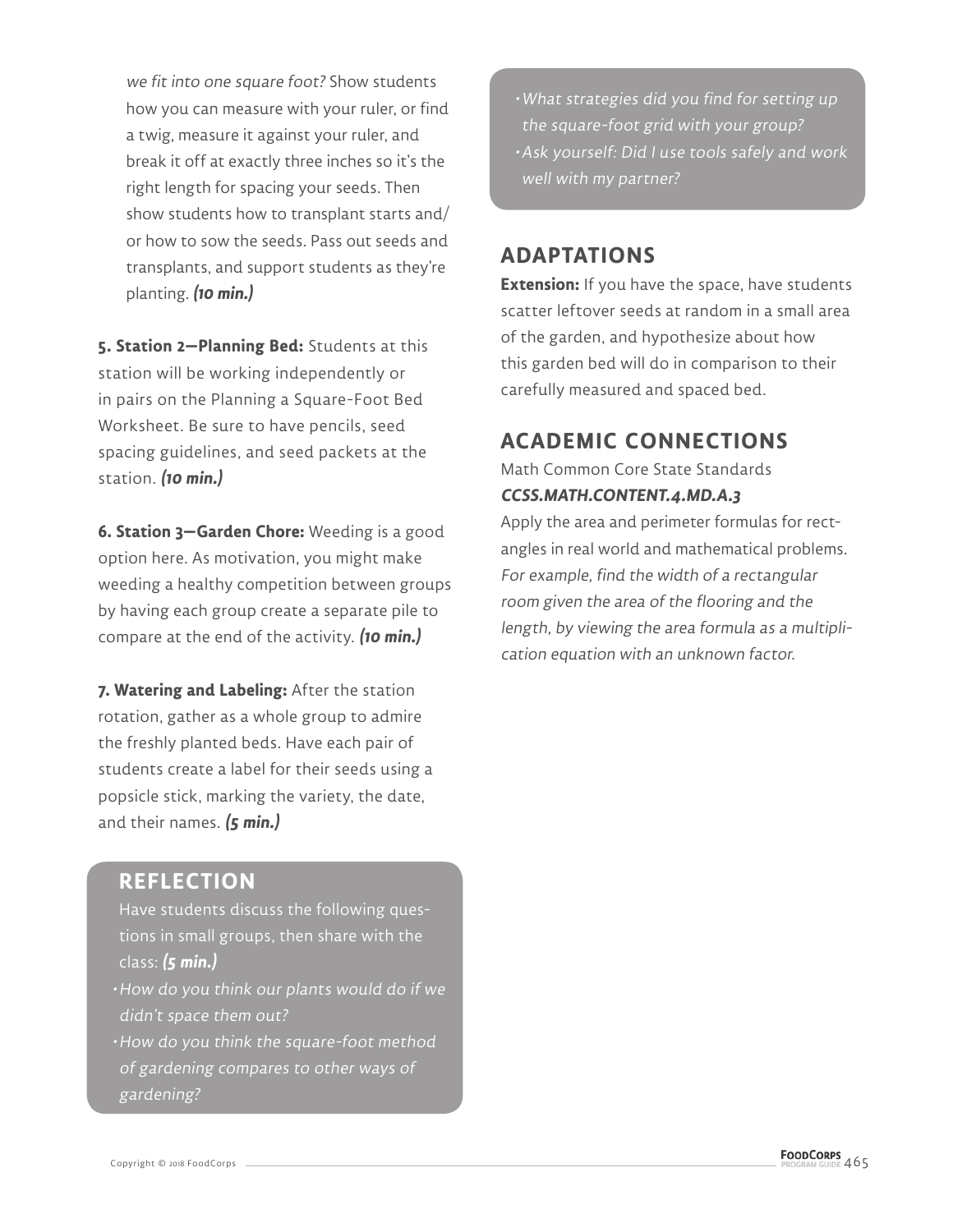*we fit into one square foot?* Show students how you can measure with your ruler, or find a twig, measure it against your ruler, and break it off at exactly three inches so it's the right length for spacing your seeds. Then show students how to transplant starts and/or how to sow the seeds. Pass out seeds and transplants, and support students as they're planting. ***(10 min.)***

**5. Station 2—Planning Bed:** Students at this station will be working independently or in pairs on the Planning a Square-Foot Bed Worksheet. Be sure to have pencils, seed spacing guidelines, and seed packets at the station. ***(10 min.)***

**6. Station 3—Garden Chore:** Weeding is a good option here. As motivation, you might make weeding a healthy competition between groups by having each group create a separate pile to compare at the end of the activity. ***(10 min.)***

**7. Watering and Labeling:** After the station rotation, gather as a whole group to admire the freshly planted beds. Have each pair of students create a label for their seeds using a popsicle stick, marking the variety, the date, and their names. ***(5 min.)***

## REFLECTION

Have students discuss the following questions in small groups, then share with the class: ***(5 min.)***

- *How do you think our plants would do if we didn't space them out?*
- *How do you think the square-foot method of gardening compares to other ways of gardening?*
- *What strategies did you find for setting up the square-foot grid with your group?*
- *Ask yourself: Did I use tools safely and work well with my partner?*

## ADAPTATIONS

**Extension:** If you have the space, have students scatter leftover seeds at random in a small area of the garden, and hypothesize about how this garden bed will do in comparison to their carefully measured and spaced bed.

## ACADEMIC CONNECTIONS

Math Common Core State Standards
***CCSS.MATH.CONTENT.4.MD.A.3***
Apply the area and perimeter formulas for rectangles in real world and mathematical problems. *For example, find the width of a rectangular room given the area of the flooring and the length, by viewing the area formula as a multiplication equation with an unknown factor.*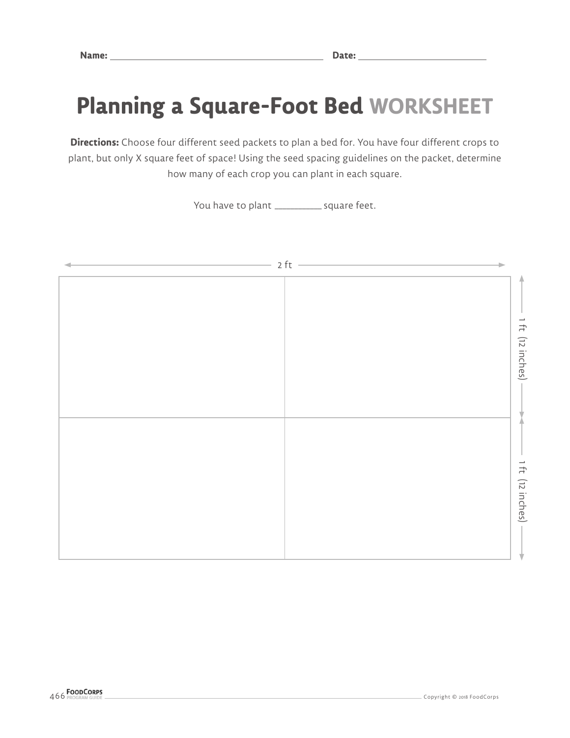Name: ______________________ Date: ______________

# Planning a Square-Foot Bed WORKSHEET

**Directions:** Choose four different seed packets to plan a bed for. You have four different crops to plant, but only X square feet of space! Using the seed spacing guidelines on the packet, determine how many of each crop you can plant in each square.

You have to plant _________ square feet.

2 ft

1 ft (12 inches)

1 ft (12 inches)

| | |
|---|---|
| | |
| | |